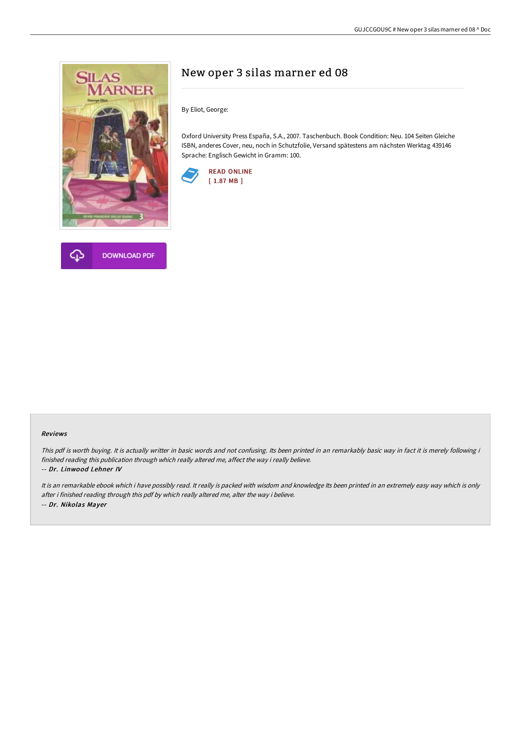# New oper 3 silas marner ed 08

By Eliot, George:

Oxford University Press España, S.A., 2007. Taschenbuch. Book Condition: Neu. 104 Seiten Gleiche ISBN, anderes Cover, neu, noch in Schutzfolie, Versand spätestens am nächsten Werktag 439146 Sprache: Englisch Gewicht in Gramm: 100.

READ ONLINE
[ 1.87 MB ]

DOWNLOAD PDF

### Reviews

*This pdf is worth buying. It is actually writter in basic words and not confusing. Its been printed in an remarkably basic way in fact it is merely following i finished reading this publication through which really altered me, affect the way i really believe.*

*-- **Dr. Linwood Lehner IV***

*It is an remarkable ebook which i have possibly read. It really is packed with wisdom and knowledge Its been printed in an extremely easy way which is only after i finished reading through this pdf by which really altered me, alter the way i believe.*

*-- **Dr. Nikolas Mayer***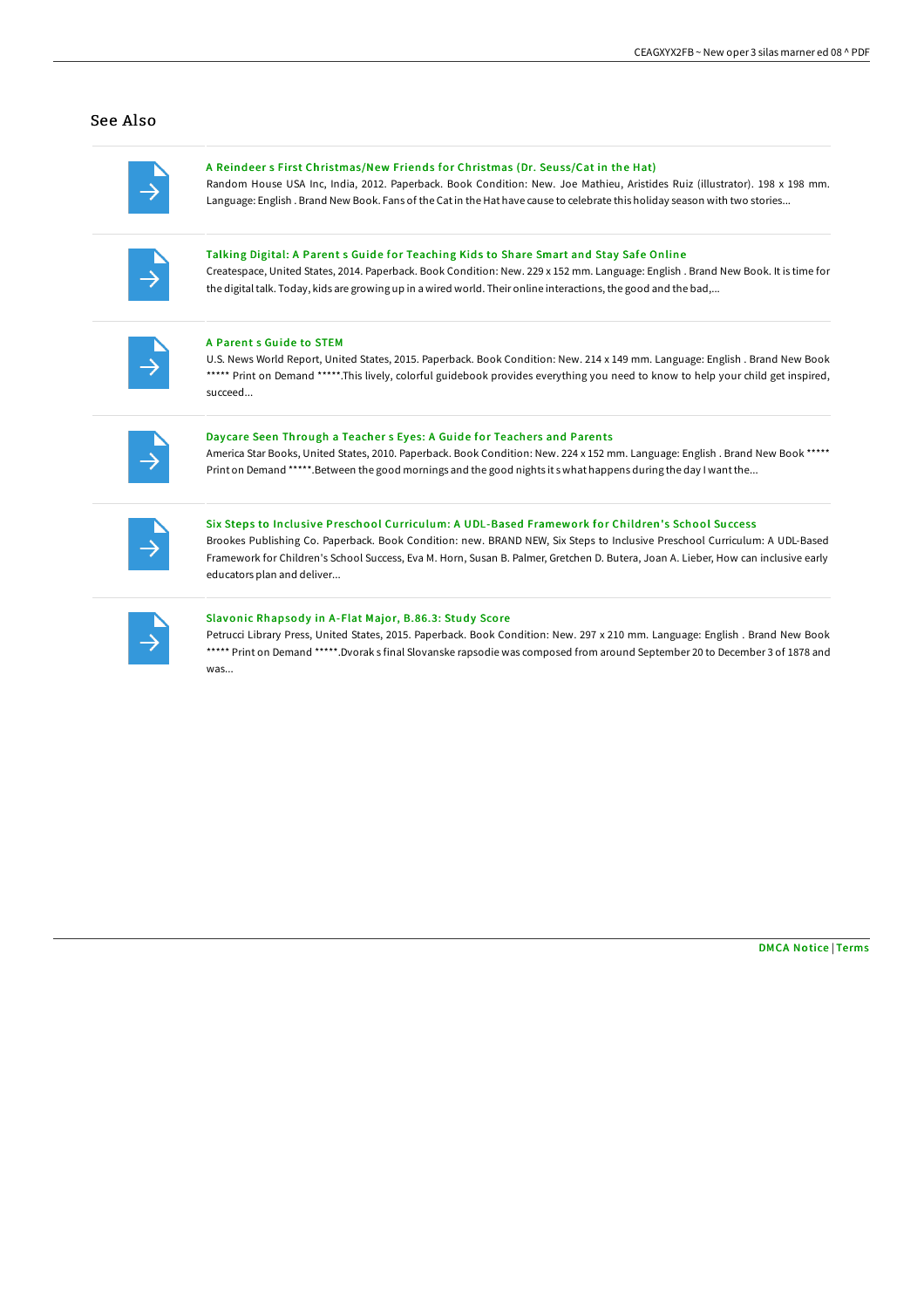## See Also

### A Reindeer s First Christmas/New Friends for Christmas (Dr. Seuss/Cat in the Hat)

Random House USA Inc, India, 2012. Paperback. Book Condition: New. Joe Mathieu, Aristides Ruiz (illustrator). 198 x 198 mm. Language: English . Brand New Book. Fans of the Cat in the Hat have cause to celebrate this holiday season with two stories...

### Talking Digital: A Parent s Guide for Teaching Kids to Share Smart and Stay Safe Online

Createspace, United States, 2014. Paperback. Book Condition: New. 229 x 152 mm. Language: English . Brand New Book. It is time for the digital talk. Today, kids are growing up in a wired world. Their online interactions, the good and the bad,...

### A Parent s Guide to STEM

U.S. News World Report, United States, 2015. Paperback. Book Condition: New. 214 x 149 mm. Language: English . Brand New Book ***** Print on Demand *****.This lively, colorful guidebook provides everything you need to know to help your child get inspired, succeed...

### Daycare Seen Through a Teacher s Eyes: A Guide for Teachers and Parents

America Star Books, United States, 2010. Paperback. Book Condition: New. 224 x 152 mm. Language: English . Brand New Book ***** Print on Demand *****.Between the good mornings and the good nights it s what happens during the day I want the...

### Six Steps to Inclusive Preschool Curriculum: A UDL-Based Framework for Children's School Success

Brookes Publishing Co. Paperback. Book Condition: new. BRAND NEW, Six Steps to Inclusive Preschool Curriculum: A UDL-Based Framework for Children's School Success, Eva M. Horn, Susan B. Palmer, Gretchen D. Butera, Joan A. Lieber, How can inclusive early educators plan and deliver...

### Slavonic Rhapsody in A-Flat Major, B.86.3: Study Score

Petrucci Library Press, United States, 2015. Paperback. Book Condition: New. 297 x 210 mm. Language: English . Brand New Book ***** Print on Demand *****.Dvorak s final Slovanske rapsodie was composed from around September 20 to December 3 of 1878 and was...